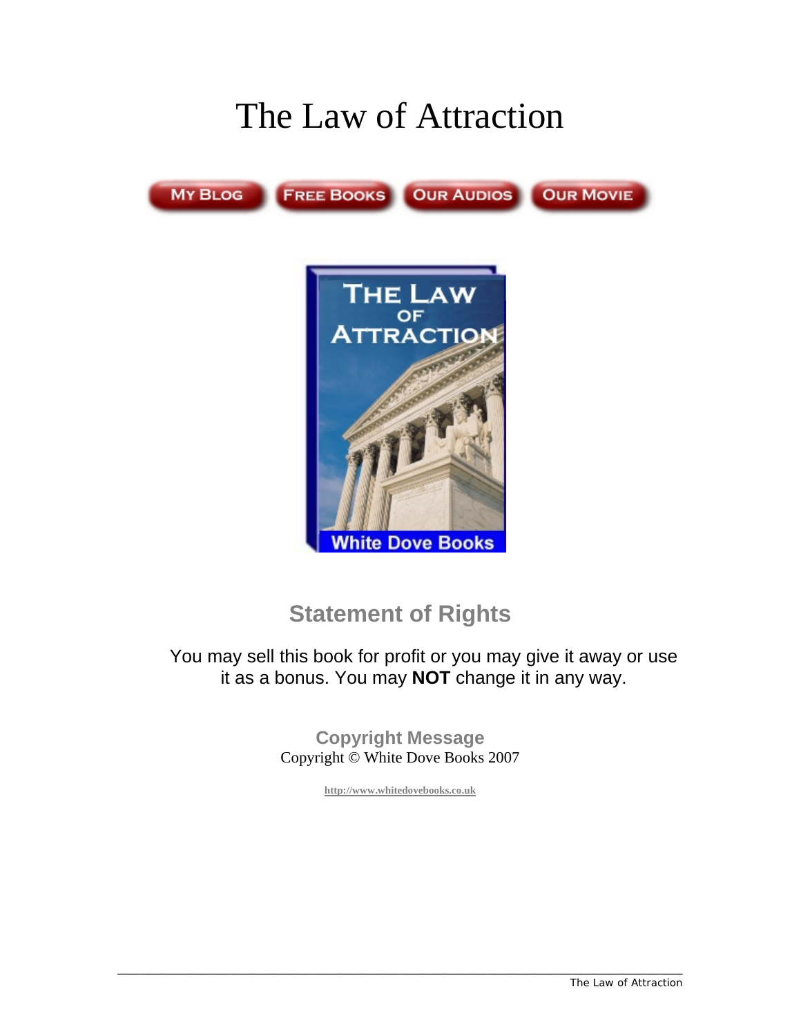# The Law of Attraction

MY BLOG FREE BOOKS OUR AUDIOS OUR MOVIE

## Statement of Rights

You may sell this book for profit or you may give it away or use it as a bonus. You may **NOT** change it in any way.

### Copyright Message

Copyright © White Dove Books 2007

http://www.whitedovebooks.co.uk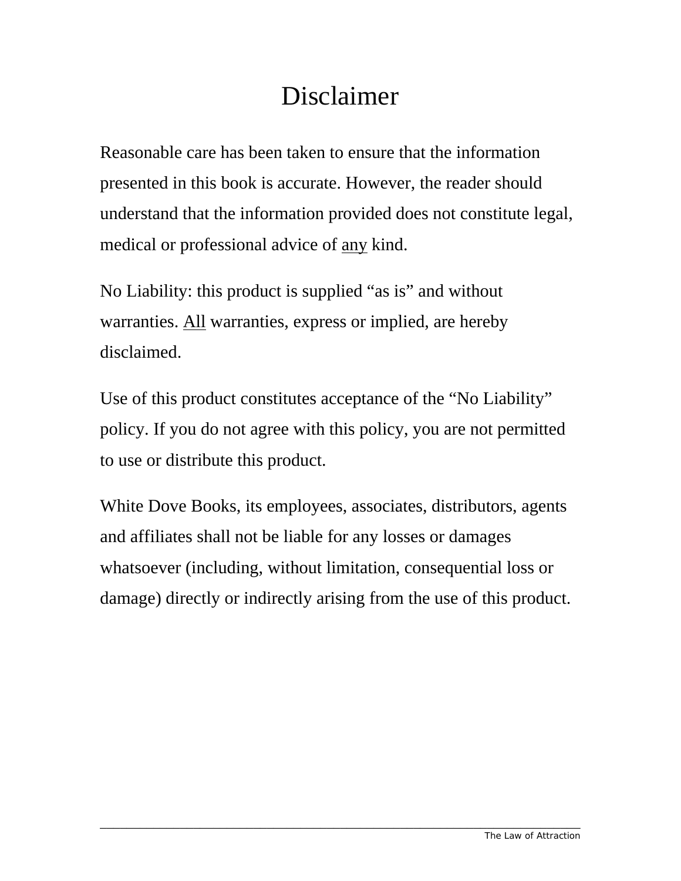# Disclaimer

Reasonable care has been taken to ensure that the information presented in this book is accurate. However, the reader should understand that the information provided does not constitute legal, medical or professional advice of <u>any</u> kind.

No Liability: this product is supplied "as is" and without warranties. <u>All</u> warranties, express or implied, are hereby disclaimed.

Use of this product constitutes acceptance of the "No Liability" policy. If you do not agree with this policy, you are not permitted to use or distribute this product.

White Dove Books, its employees, associates, distributors, agents and affiliates shall not be liable for any losses or damages whatsoever (including, without limitation, consequential loss or damage) directly or indirectly arising from the use of this product.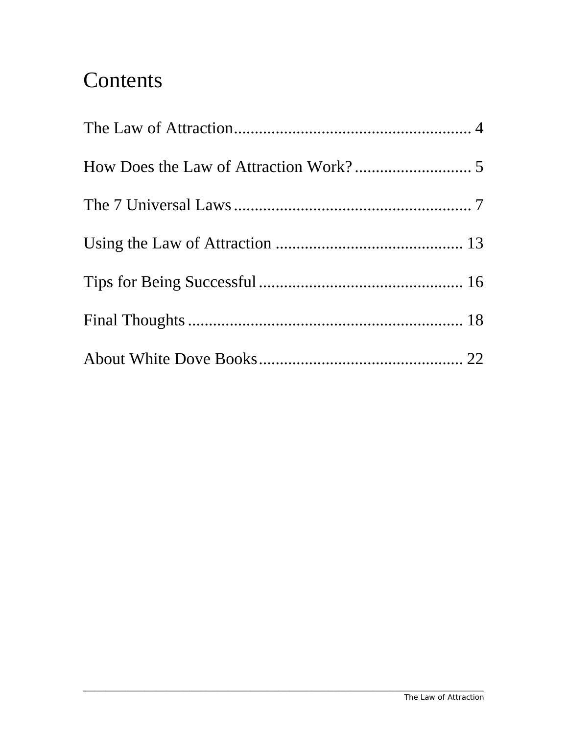# Contents

The Law of Attraction ........................................................ 4

How Does the Law of Attraction Work? ............................ 5

The 7 Universal Laws ........................................................ 7

Using the Law of Attraction ............................................. 13

Tips for Being Successful ................................................. 16

Final Thoughts ................................................................. 18

About White Dove Books ................................................. 22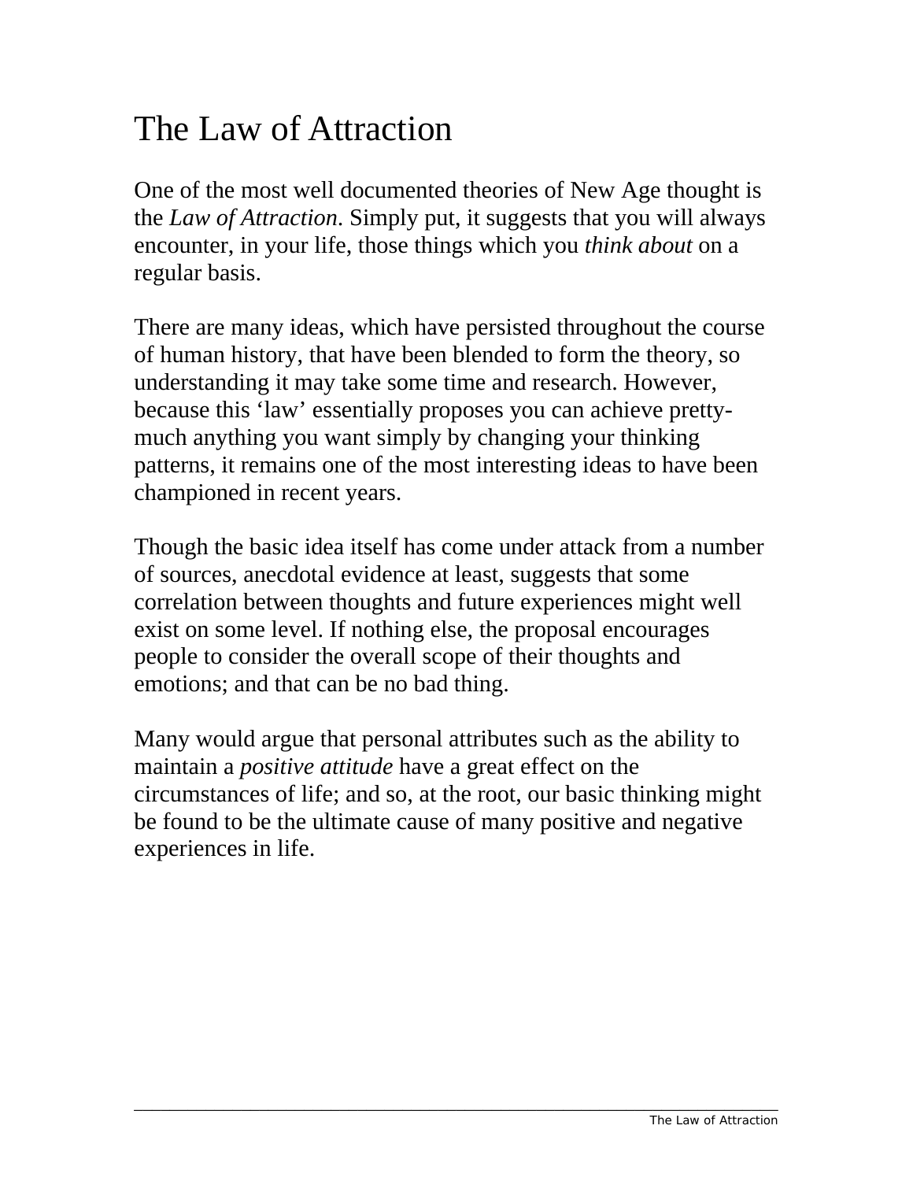# The Law of Attraction

One of the most well documented theories of New Age thought is the *Law of Attraction*. Simply put, it suggests that you will always encounter, in your life, those things which you *think about* on a regular basis.

There are many ideas, which have persisted throughout the course of human history, that have been blended to form the theory, so understanding it may take some time and research. However, because this 'law' essentially proposes you can achieve pretty-much anything you want simply by changing your thinking patterns, it remains one of the most interesting ideas to have been championed in recent years.

Though the basic idea itself has come under attack from a number of sources, anecdotal evidence at least, suggests that some correlation between thoughts and future experiences might well exist on some level. If nothing else, the proposal encourages people to consider the overall scope of their thoughts and emotions; and that can be no bad thing.

Many would argue that personal attributes such as the ability to maintain a *positive attitude* have a great effect on the circumstances of life; and so, at the root, our basic thinking might be found to be the ultimate cause of many positive and negative experiences in life.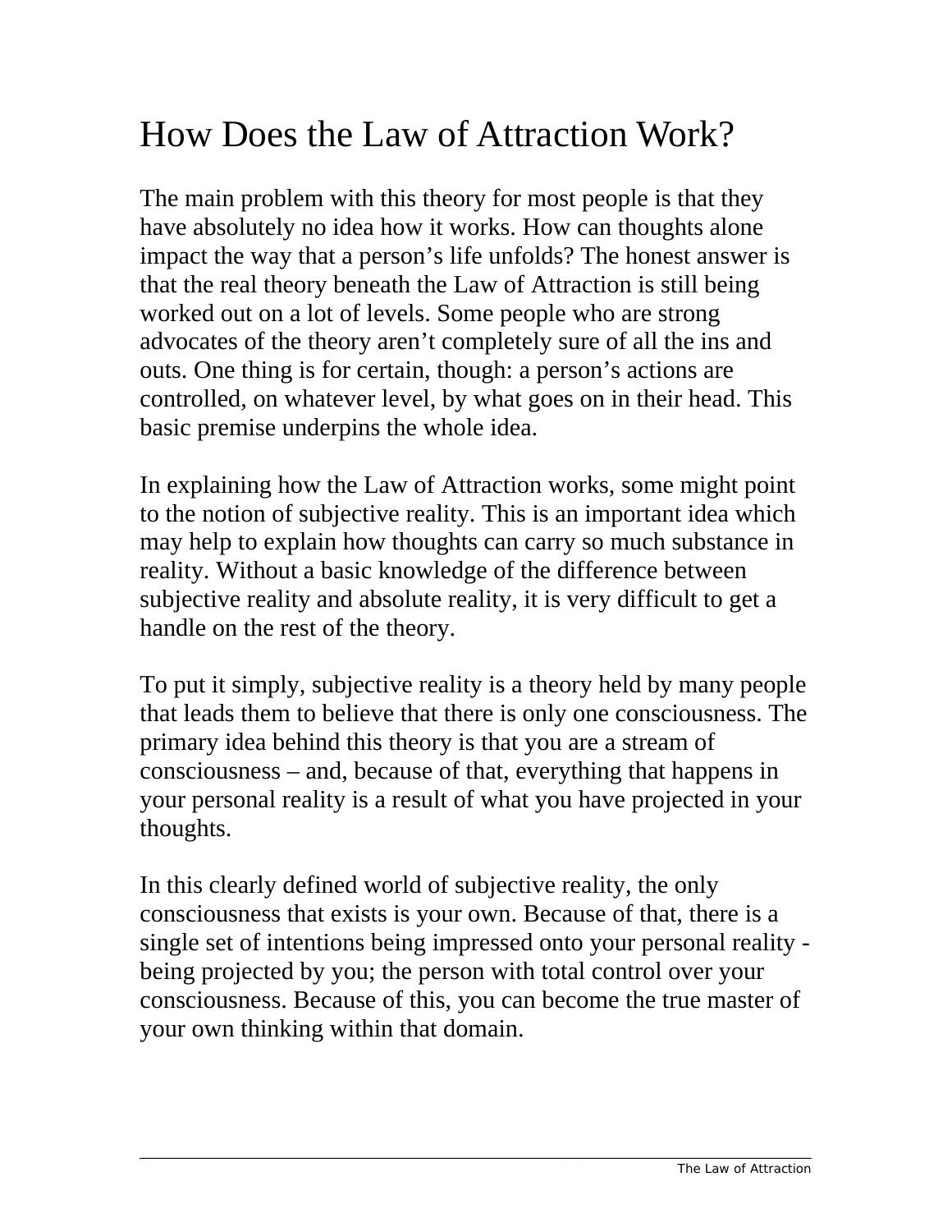# How Does the Law of Attraction Work?

The main problem with this theory for most people is that they have absolutely no idea how it works. How can thoughts alone impact the way that a person's life unfolds? The honest answer is that the real theory beneath the Law of Attraction is still being worked out on a lot of levels. Some people who are strong advocates of the theory aren't completely sure of all the ins and outs. One thing is for certain, though: a person's actions are controlled, on whatever level, by what goes on in their head. This basic premise underpins the whole idea.

In explaining how the Law of Attraction works, some might point to the notion of subjective reality. This is an important idea which may help to explain how thoughts can carry so much substance in reality. Without a basic knowledge of the difference between subjective reality and absolute reality, it is very difficult to get a handle on the rest of the theory.

To put it simply, subjective reality is a theory held by many people that leads them to believe that there is only one consciousness. The primary idea behind this theory is that you are a stream of consciousness – and, because of that, everything that happens in your personal reality is a result of what you have projected in your thoughts.

In this clearly defined world of subjective reality, the only consciousness that exists is your own. Because of that, there is a single set of intentions being impressed onto your personal reality - being projected by you; the person with total control over your consciousness. Because of this, you can become the true master of your own thinking within that domain.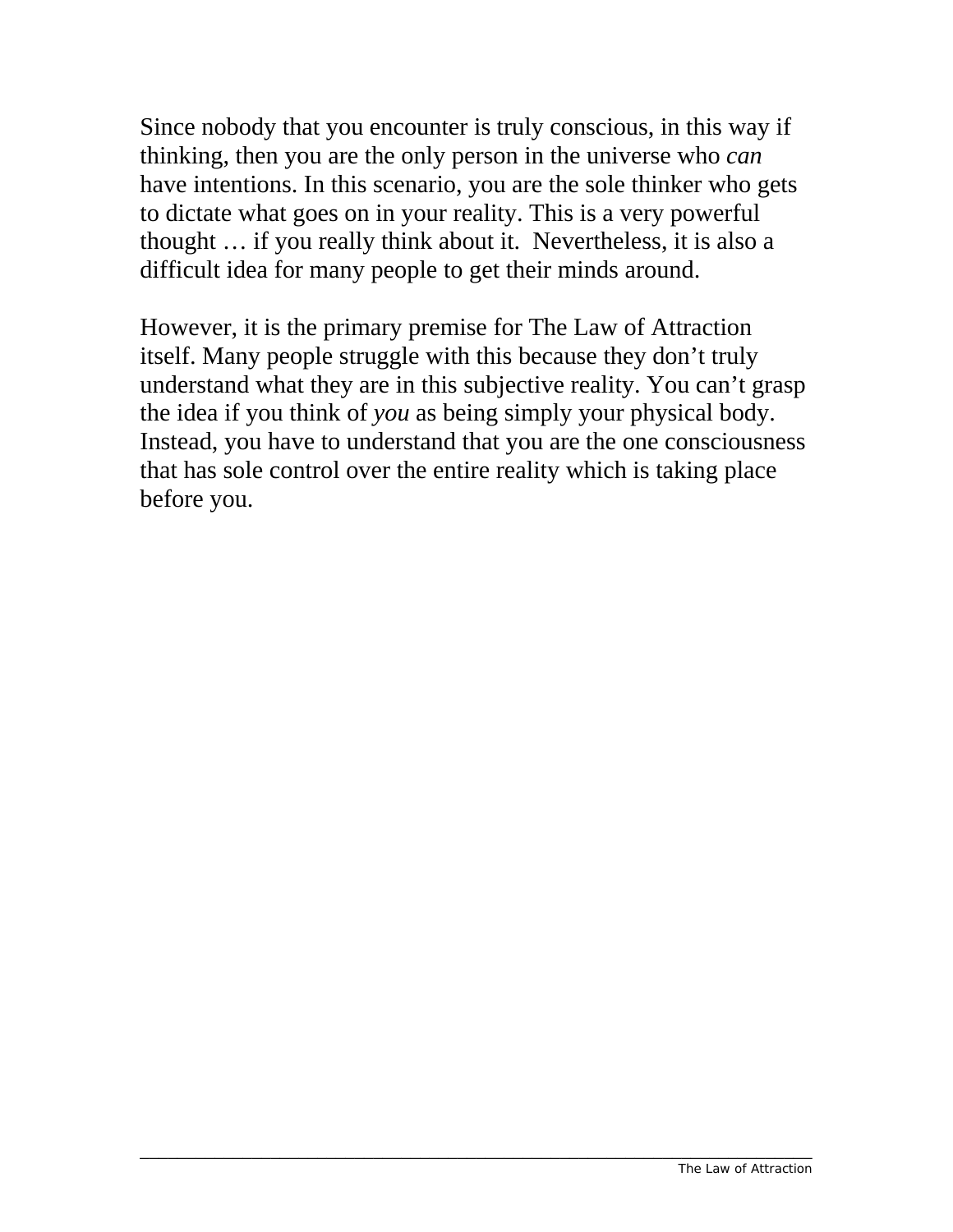Since nobody that you encounter is truly conscious, in this way if thinking, then you are the only person in the universe who *can* have intentions. In this scenario, you are the sole thinker who gets to dictate what goes on in your reality. This is a very powerful thought … if you really think about it. Nevertheless, it is also a difficult idea for many people to get their minds around.

However, it is the primary premise for The Law of Attraction itself. Many people struggle with this because they don't truly understand what they are in this subjective reality. You can't grasp the idea if you think of *you* as being simply your physical body. Instead, you have to understand that you are the one consciousness that has sole control over the entire reality which is taking place before you.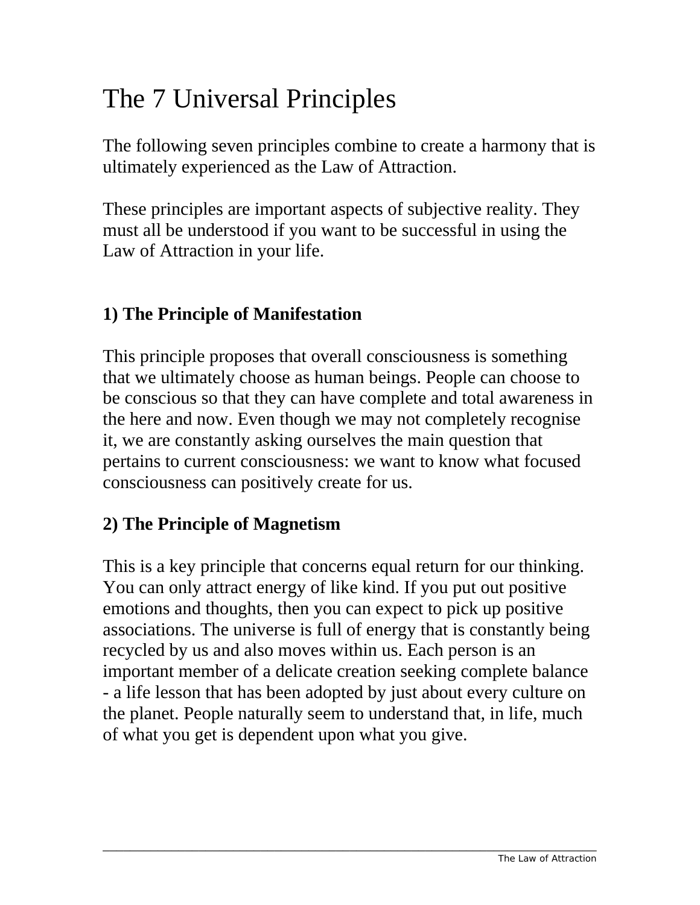# The 7 Universal Principles

The following seven principles combine to create a harmony that is ultimately experienced as the Law of Attraction.

These principles are important aspects of subjective reality. They must all be understood if you want to be successful in using the Law of Attraction in your life.

### 1) The Principle of Manifestation

This principle proposes that overall consciousness is something that we ultimately choose as human beings. People can choose to be conscious so that they can have complete and total awareness in the here and now. Even though we may not completely recognise it, we are constantly asking ourselves the main question that pertains to current consciousness: we want to know what focused consciousness can positively create for us.

### 2) The Principle of Magnetism

This is a key principle that concerns equal return for our thinking. You can only attract energy of like kind. If you put out positive emotions and thoughts, then you can expect to pick up positive associations. The universe is full of energy that is constantly being recycled by us and also moves within us. Each person is an important member of a delicate creation seeking complete balance - a life lesson that has been adopted by just about every culture on the planet. People naturally seem to understand that, in life, much of what you get is dependent upon what you give.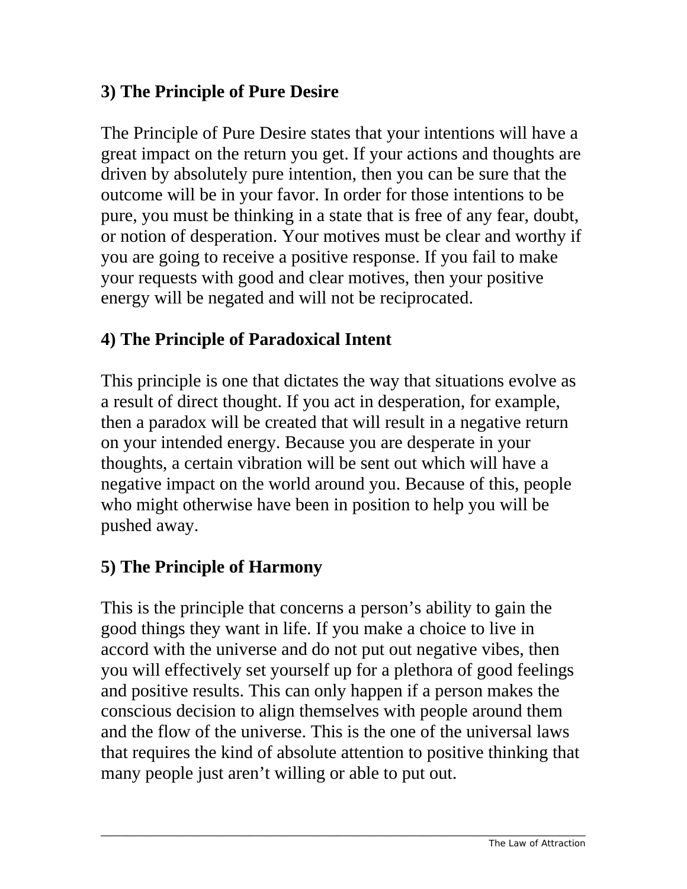**3) The Principle of Pure Desire**

The Principle of Pure Desire states that your intentions will have a great impact on the return you get. If your actions and thoughts are driven by absolutely pure intention, then you can be sure that the outcome will be in your favor. In order for those intentions to be pure, you must be thinking in a state that is free of any fear, doubt, or notion of desperation. Your motives must be clear and worthy if you are going to receive a positive response. If you fail to make your requests with good and clear motives, then your positive energy will be negated and will not be reciprocated.

**4) The Principle of Paradoxical Intent**

This principle is one that dictates the way that situations evolve as a result of direct thought. If you act in desperation, for example, then a paradox will be created that will result in a negative return on your intended energy. Because you are desperate in your thoughts, a certain vibration will be sent out which will have a negative impact on the world around you. Because of this, people who might otherwise have been in position to help you will be pushed away.

**5) The Principle of Harmony**

This is the principle that concerns a person's ability to gain the good things they want in life. If you make a choice to live in accord with the universe and do not put out negative vibes, then you will effectively set yourself up for a plethora of good feelings and positive results. This can only happen if a person makes the conscious decision to align themselves with people around them and the flow of the universe. This is the one of the universal laws that requires the kind of absolute attention to positive thinking that many people just aren't willing or able to put out.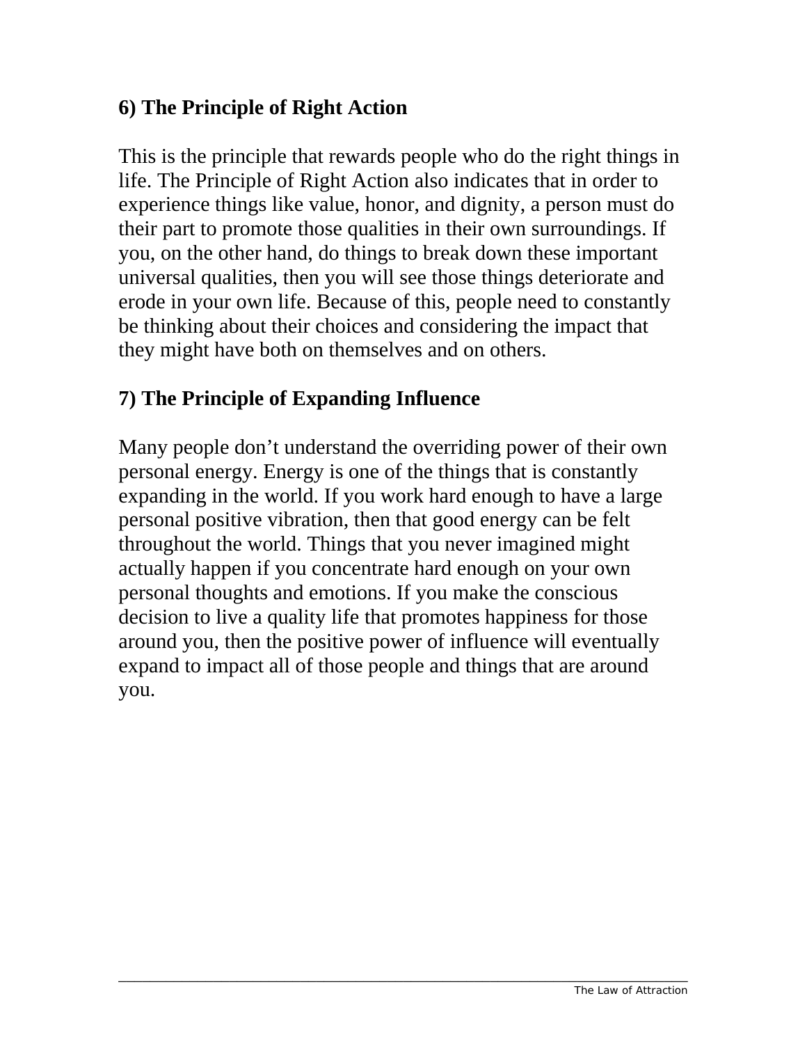### 6) The Principle of Right Action

This is the principle that rewards people who do the right things in life. The Principle of Right Action also indicates that in order to experience things like value, honor, and dignity, a person must do their part to promote those qualities in their own surroundings. If you, on the other hand, do things to break down these important universal qualities, then you will see those things deteriorate and erode in your own life. Because of this, people need to constantly be thinking about their choices and considering the impact that they might have both on themselves and on others.

### 7) The Principle of Expanding Influence

Many people don't understand the overriding power of their own personal energy. Energy is one of the things that is constantly expanding in the world. If you work hard enough to have a large personal positive vibration, then that good energy can be felt throughout the world. Things that you never imagined might actually happen if you concentrate hard enough on your own personal thoughts and emotions. If you make the conscious decision to live a quality life that promotes happiness for those around you, then the positive power of influence will eventually expand to impact all of those people and things that are around you.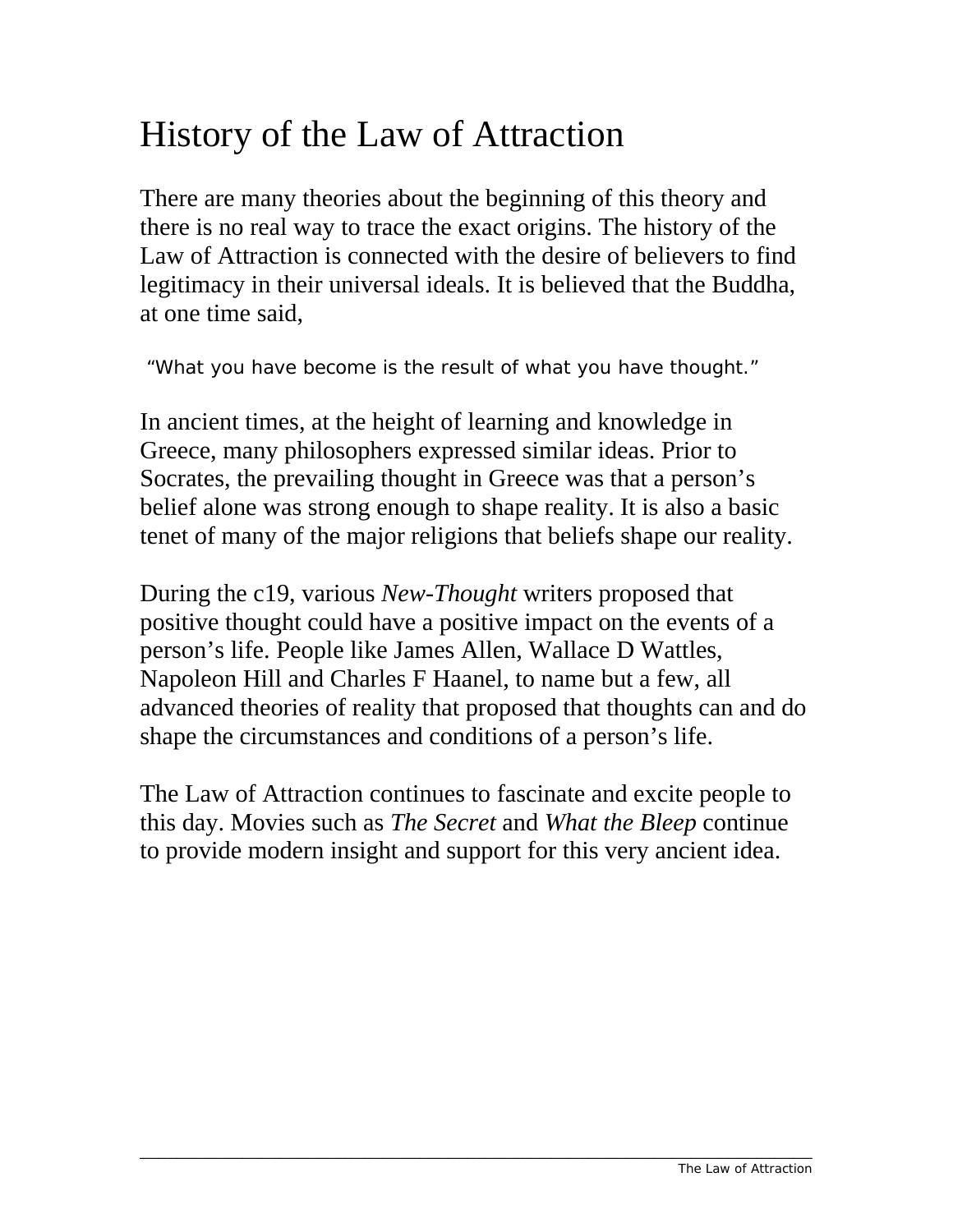# History of the Law of Attraction

There are many theories about the beginning of this theory and there is no real way to trace the exact origins. The history of the Law of Attraction is connected with the desire of believers to find legitimacy in their universal ideals. It is believed that the Buddha, at one time said,

"What you have become is the result of what you have thought."

In ancient times, at the height of learning and knowledge in Greece, many philosophers expressed similar ideas. Prior to Socrates, the prevailing thought in Greece was that a person's belief alone was strong enough to shape reality. It is also a basic tenet of many of the major religions that beliefs shape our reality.

During the c19, various *New-Thought* writers proposed that positive thought could have a positive impact on the events of a person's life. People like James Allen, Wallace D Wattles, Napoleon Hill and Charles F Haanel, to name but a few, all advanced theories of reality that proposed that thoughts can and do shape the circumstances and conditions of a person's life.

The Law of Attraction continues to fascinate and excite people to this day. Movies such as *The Secret* and *What the Bleep* continue to provide modern insight and support for this very ancient idea.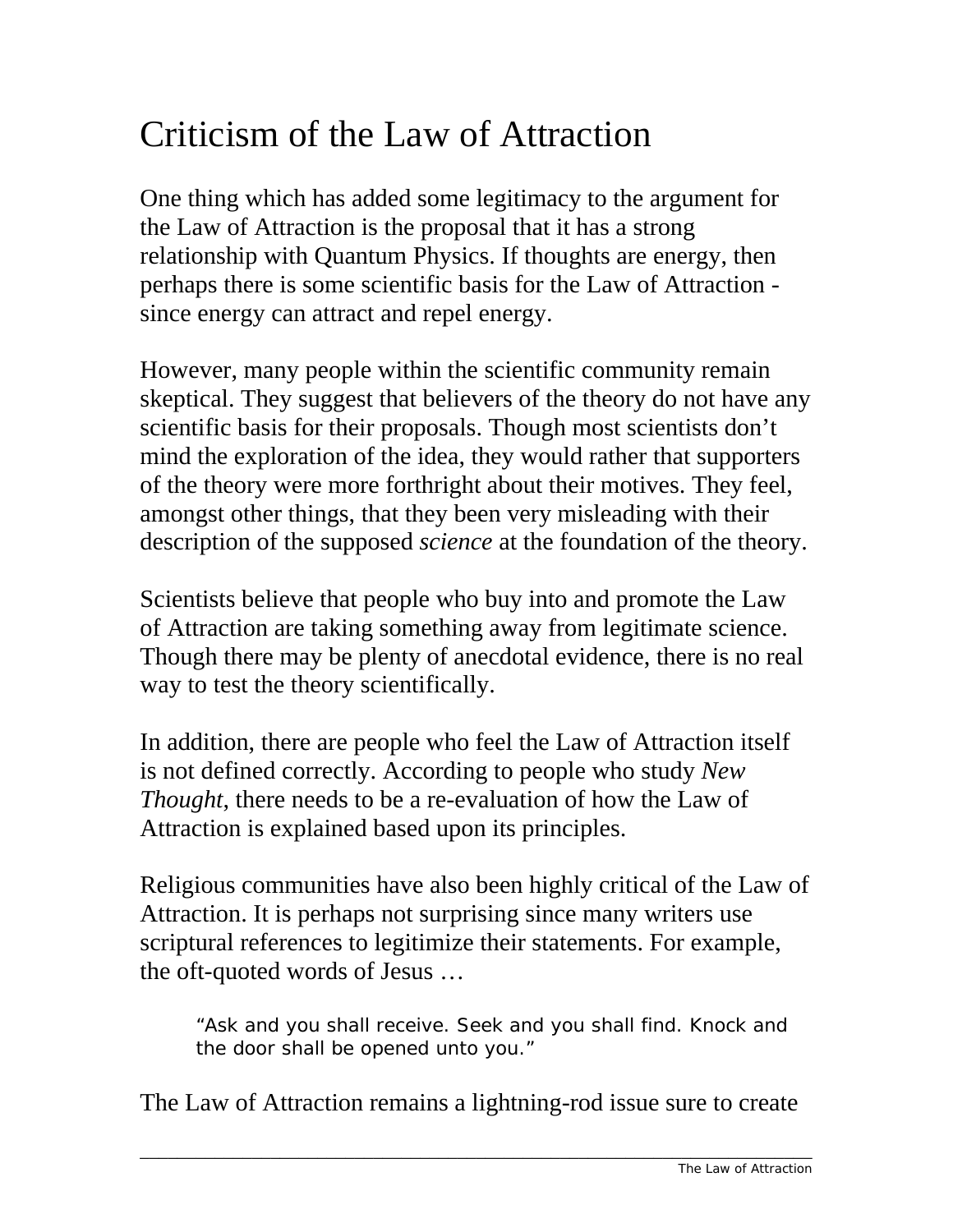# Criticism of the Law of Attraction

One thing which has added some legitimacy to the argument for the Law of Attraction is the proposal that it has a strong relationship with Quantum Physics. If thoughts are energy, then perhaps there is some scientific basis for the Law of Attraction - since energy can attract and repel energy.

However, many people within the scientific community remain skeptical. They suggest that believers of the theory do not have any scientific basis for their proposals. Though most scientists don't mind the exploration of the idea, they would rather that supporters of the theory were more forthright about their motives. They feel, amongst other things, that they been very misleading with their description of the supposed *science* at the foundation of the theory.

Scientists believe that people who buy into and promote the Law of Attraction are taking something away from legitimate science. Though there may be plenty of anecdotal evidence, there is no real way to test the theory scientifically.

In addition, there are people who feel the Law of Attraction itself is not defined correctly. According to people who study *New Thought*, there needs to be a re-evaluation of how the Law of Attraction is explained based upon its principles.

Religious communities have also been highly critical of the Law of Attraction. It is perhaps not surprising since many writers use scriptural references to legitimize their statements. For example, the oft-quoted words of Jesus …

> "Ask and you shall receive. Seek and you shall find. Knock and the door shall be opened unto you."

The Law of Attraction remains a lightning-rod issue sure to create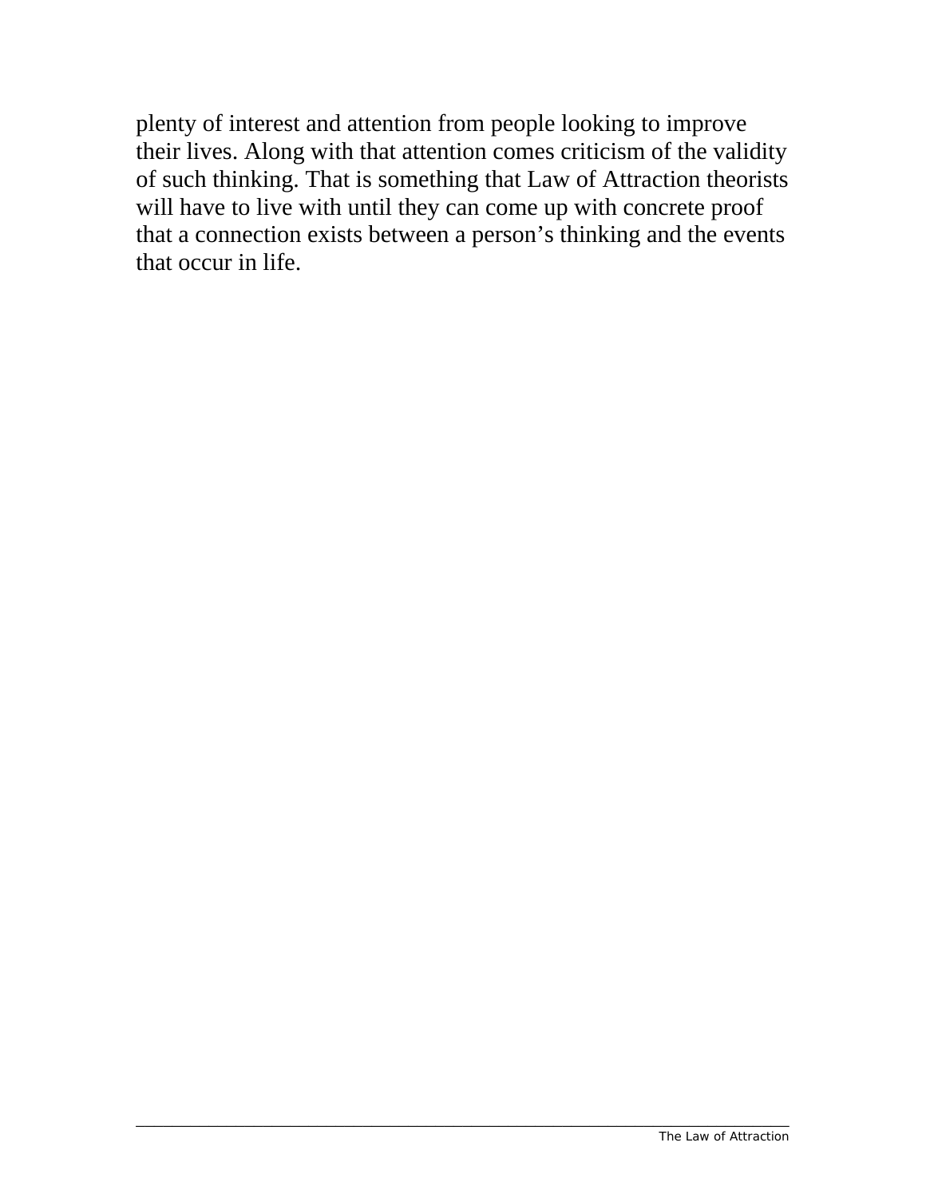plenty of interest and attention from people looking to improve their lives. Along with that attention comes criticism of the validity of such thinking. That is something that Law of Attraction theorists will have to live with until they can come up with concrete proof that a connection exists between a person's thinking and the events that occur in life.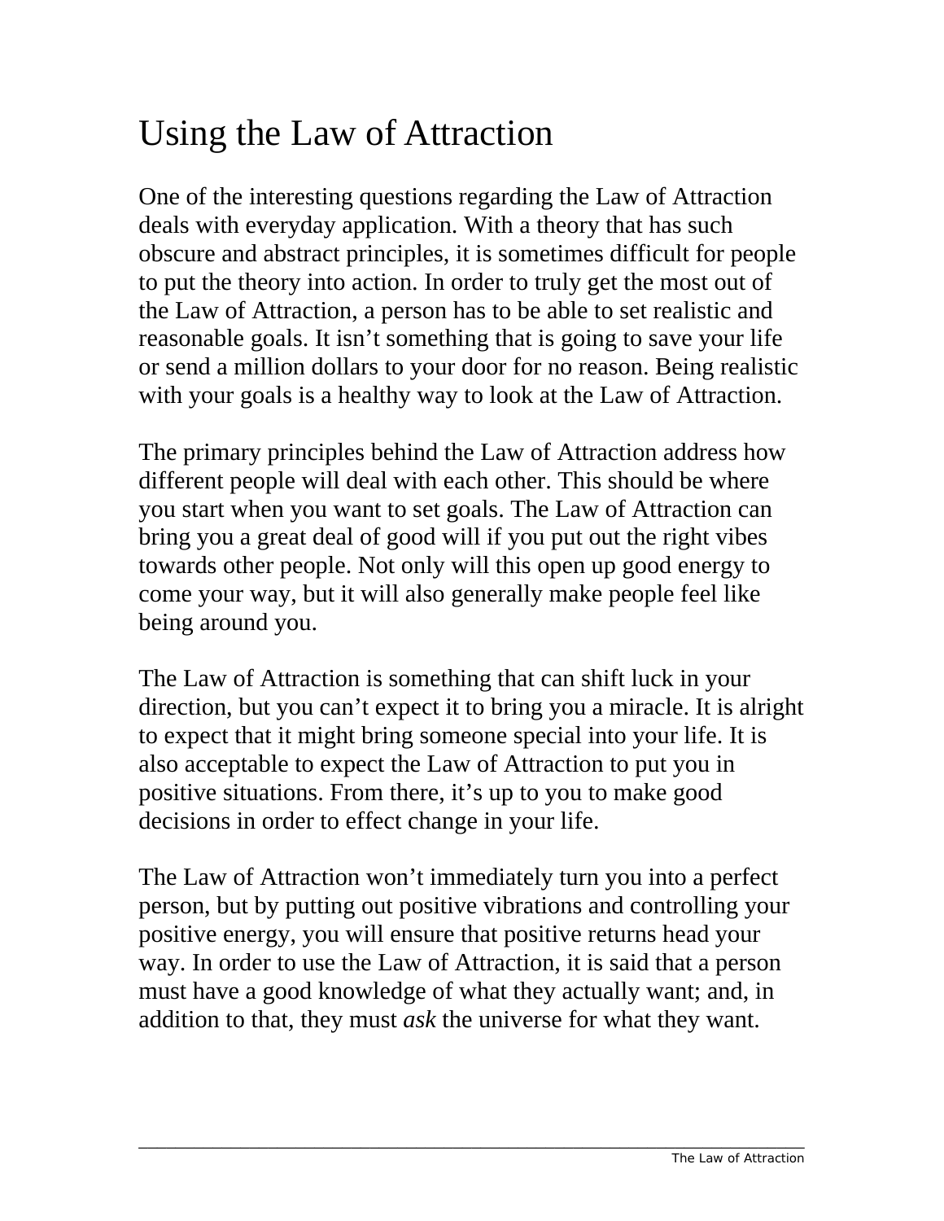# Using the Law of Attraction

One of the interesting questions regarding the Law of Attraction deals with everyday application. With a theory that has such obscure and abstract principles, it is sometimes difficult for people to put the theory into action. In order to truly get the most out of the Law of Attraction, a person has to be able to set realistic and reasonable goals. It isn't something that is going to save your life or send a million dollars to your door for no reason. Being realistic with your goals is a healthy way to look at the Law of Attraction.

The primary principles behind the Law of Attraction address how different people will deal with each other. This should be where you start when you want to set goals. The Law of Attraction can bring you a great deal of good will if you put out the right vibes towards other people. Not only will this open up good energy to come your way, but it will also generally make people feel like being around you.

The Law of Attraction is something that can shift luck in your direction, but you can't expect it to bring you a miracle. It is alright to expect that it might bring someone special into your life. It is also acceptable to expect the Law of Attraction to put you in positive situations. From there, it's up to you to make good decisions in order to effect change in your life.

The Law of Attraction won't immediately turn you into a perfect person, but by putting out positive vibrations and controlling your positive energy, you will ensure that positive returns head your way. In order to use the Law of Attraction, it is said that a person must have a good knowledge of what they actually want; and, in addition to that, they must *ask* the universe for what they want.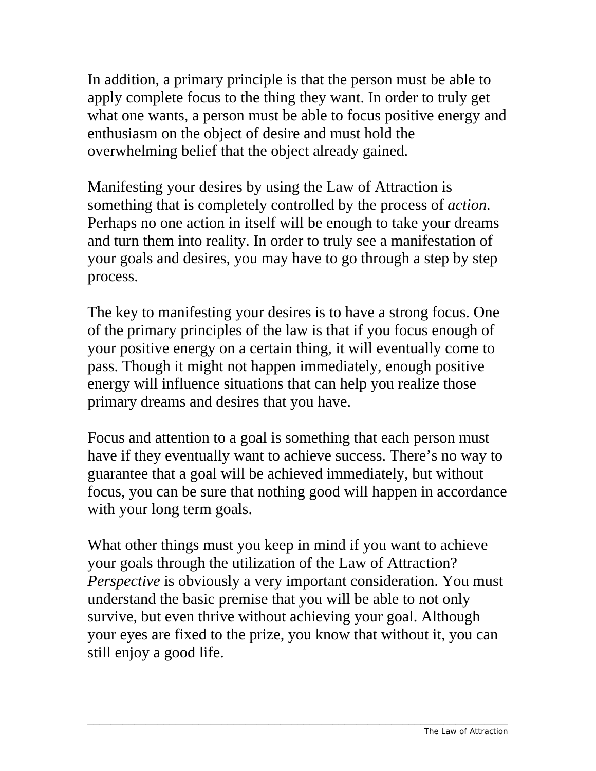In addition, a primary principle is that the person must be able to apply complete focus to the thing they want. In order to truly get what one wants, a person must be able to focus positive energy and enthusiasm on the object of desire and must hold the overwhelming belief that the object already gained.

Manifesting your desires by using the Law of Attraction is something that is completely controlled by the process of *action*. Perhaps no one action in itself will be enough to take your dreams and turn them into reality. In order to truly see a manifestation of your goals and desires, you may have to go through a step by step process.

The key to manifesting your desires is to have a strong focus. One of the primary principles of the law is that if you focus enough of your positive energy on a certain thing, it will eventually come to pass. Though it might not happen immediately, enough positive energy will influence situations that can help you realize those primary dreams and desires that you have.

Focus and attention to a goal is something that each person must have if they eventually want to achieve success. There's no way to guarantee that a goal will be achieved immediately, but without focus, you can be sure that nothing good will happen in accordance with your long term goals.

What other things must you keep in mind if you want to achieve your goals through the utilization of the Law of Attraction? *Perspective* is obviously a very important consideration. You must understand the basic premise that you will be able to not only survive, but even thrive without achieving your goal. Although your eyes are fixed to the prize, you know that without it, you can still enjoy a good life.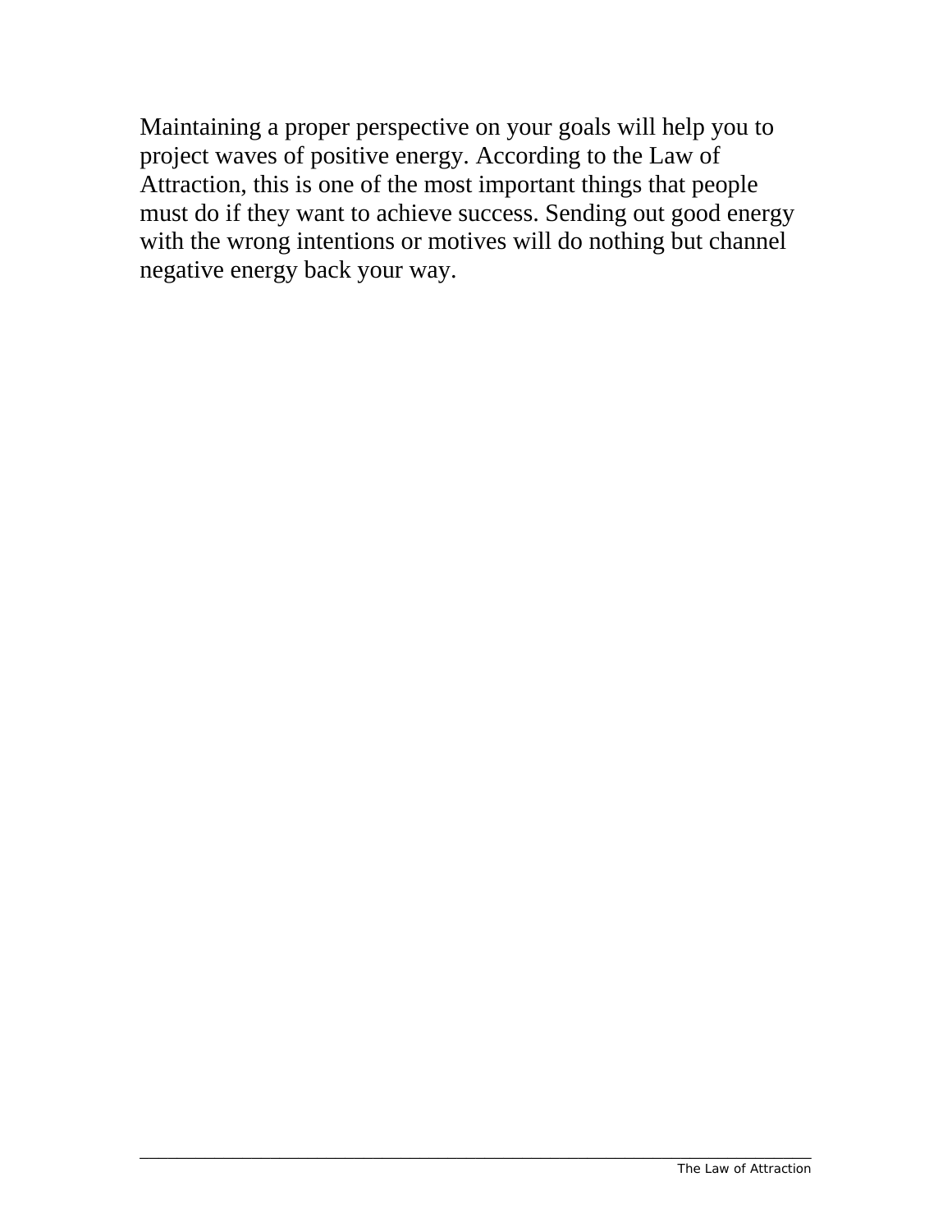Maintaining a proper perspective on your goals will help you to project waves of positive energy. According to the Law of Attraction, this is one of the most important things that people must do if they want to achieve success. Sending out good energy with the wrong intentions or motives will do nothing but channel negative energy back your way.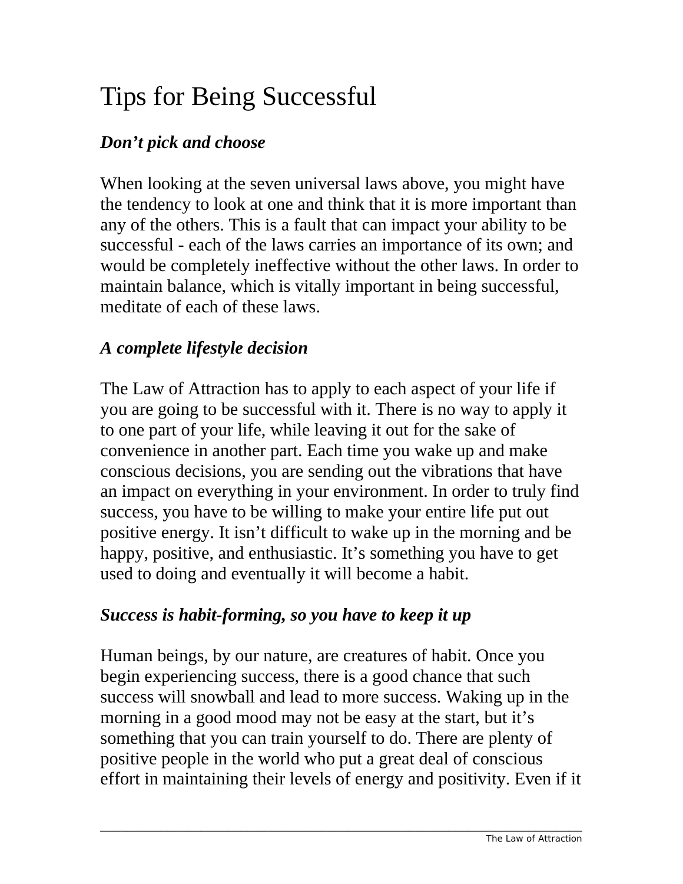# Tips for Being Successful

***Don't pick and choose***

When looking at the seven universal laws above, you might have the tendency to look at one and think that it is more important than any of the others. This is a fault that can impact your ability to be successful - each of the laws carries an importance of its own; and would be completely ineffective without the other laws. In order to maintain balance, which is vitally important in being successful, meditate of each of these laws.

***A complete lifestyle decision***

The Law of Attraction has to apply to each aspect of your life if you are going to be successful with it. There is no way to apply it to one part of your life, while leaving it out for the sake of convenience in another part. Each time you wake up and make conscious decisions, you are sending out the vibrations that have an impact on everything in your environment. In order to truly find success, you have to be willing to make your entire life put out positive energy. It isn't difficult to wake up in the morning and be happy, positive, and enthusiastic. It's something you have to get used to doing and eventually it will become a habit.

***Success is habit-forming, so you have to keep it up***

Human beings, by our nature, are creatures of habit. Once you begin experiencing success, there is a good chance that such success will snowball and lead to more success. Waking up in the morning in a good mood may not be easy at the start, but it's something that you can train yourself to do. There are plenty of positive people in the world who put a great deal of conscious effort in maintaining their levels of energy and positivity. Even if it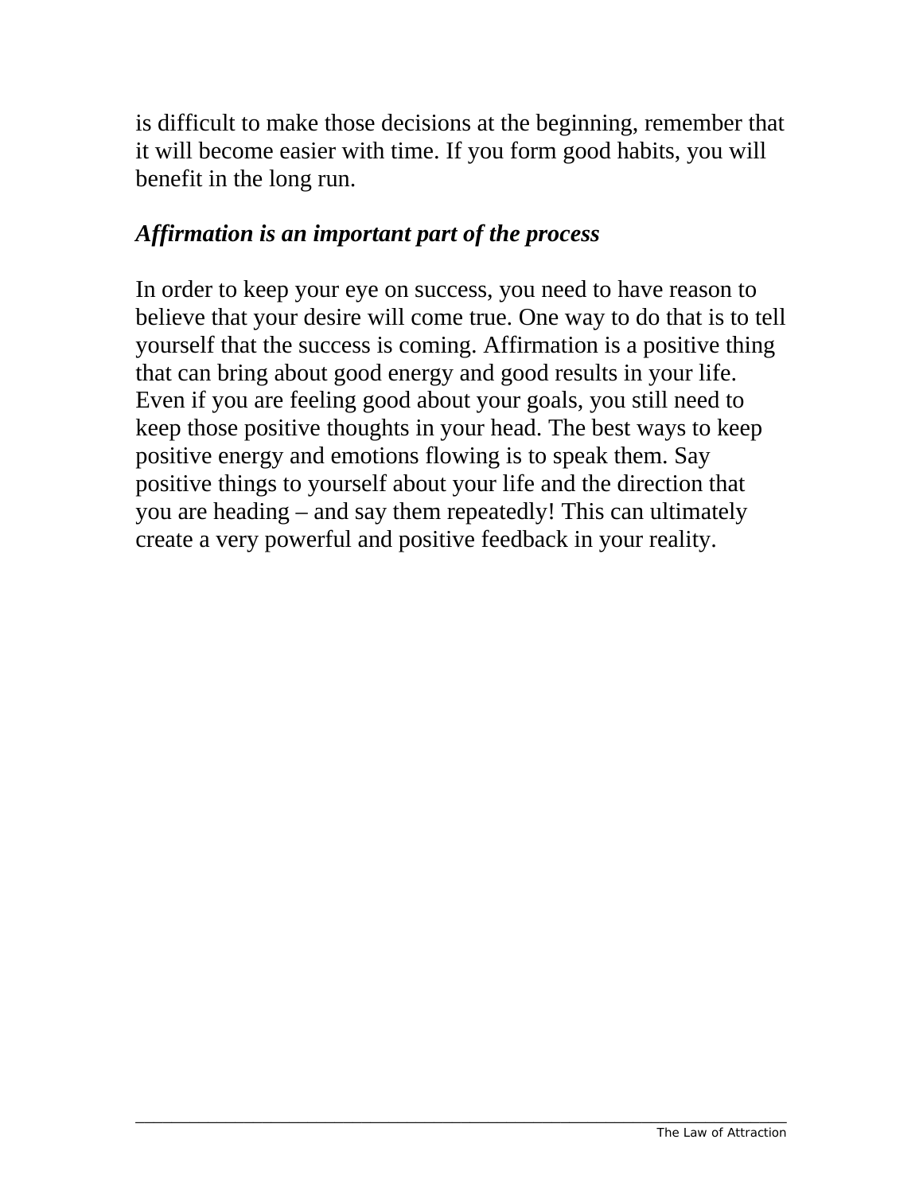is difficult to make those decisions at the beginning, remember that it will become easier with time. If you form good habits, you will benefit in the long run.

***Affirmation is an important part of the process***

In order to keep your eye on success, you need to have reason to believe that your desire will come true. One way to do that is to tell yourself that the success is coming. Affirmation is a positive thing that can bring about good energy and good results in your life. Even if you are feeling good about your goals, you still need to keep those positive thoughts in your head. The best ways to keep positive energy and emotions flowing is to speak them. Say positive things to yourself about your life and the direction that you are heading – and say them repeatedly! This can ultimately create a very powerful and positive feedback in your reality.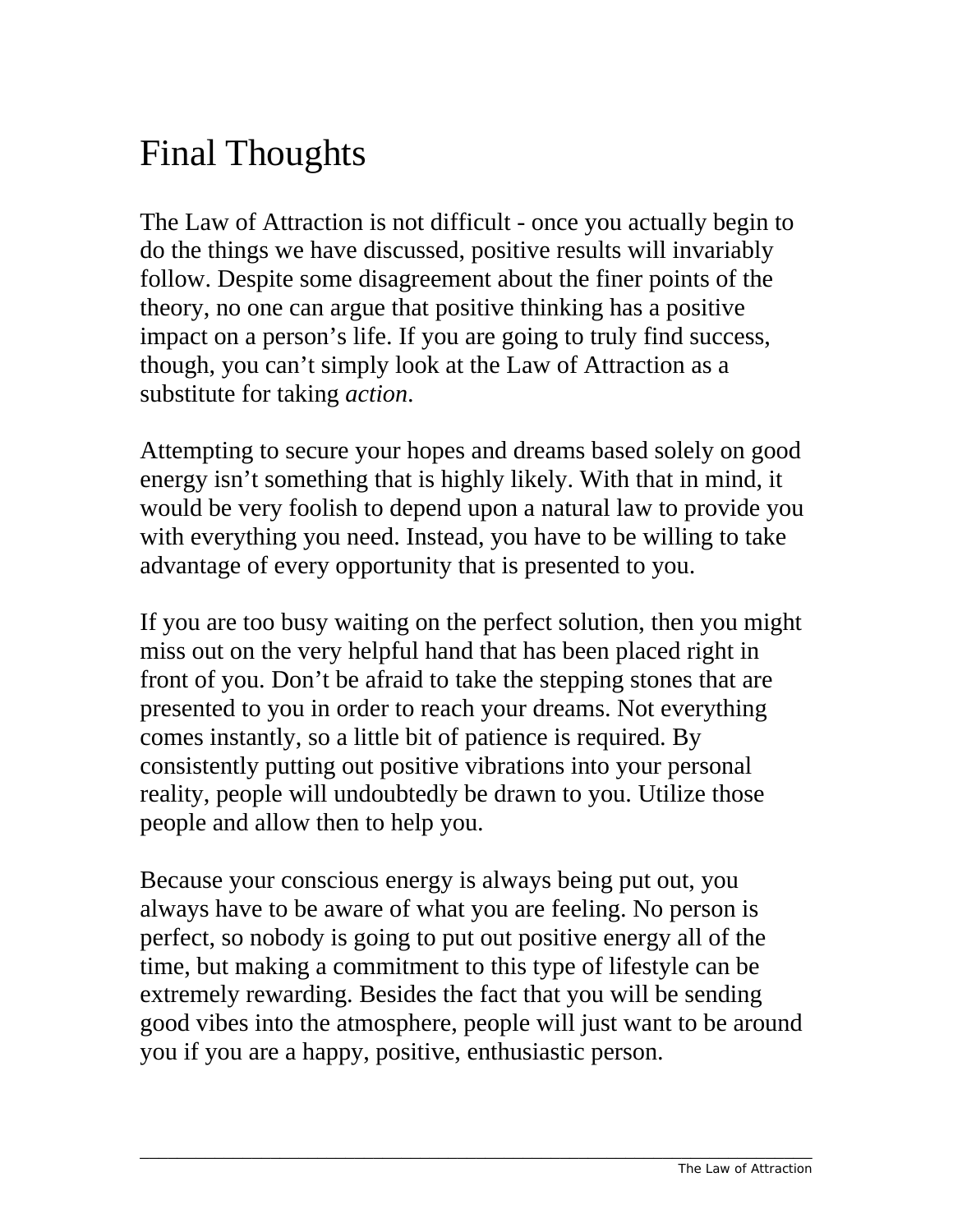# Final Thoughts

The Law of Attraction is not difficult - once you actually begin to do the things we have discussed, positive results will invariably follow. Despite some disagreement about the finer points of the theory, no one can argue that positive thinking has a positive impact on a person's life. If you are going to truly find success, though, you can't simply look at the Law of Attraction as a substitute for taking *action*.

Attempting to secure your hopes and dreams based solely on good energy isn't something that is highly likely. With that in mind, it would be very foolish to depend upon a natural law to provide you with everything you need. Instead, you have to be willing to take advantage of every opportunity that is presented to you.

If you are too busy waiting on the perfect solution, then you might miss out on the very helpful hand that has been placed right in front of you. Don't be afraid to take the stepping stones that are presented to you in order to reach your dreams. Not everything comes instantly, so a little bit of patience is required. By consistently putting out positive vibrations into your personal reality, people will undoubtedly be drawn to you. Utilize those people and allow then to help you.

Because your conscious energy is always being put out, you always have to be aware of what you are feeling. No person is perfect, so nobody is going to put out positive energy all of the time, but making a commitment to this type of lifestyle can be extremely rewarding. Besides the fact that you will be sending good vibes into the atmosphere, people will just want to be around you if you are a happy, positive, enthusiastic person.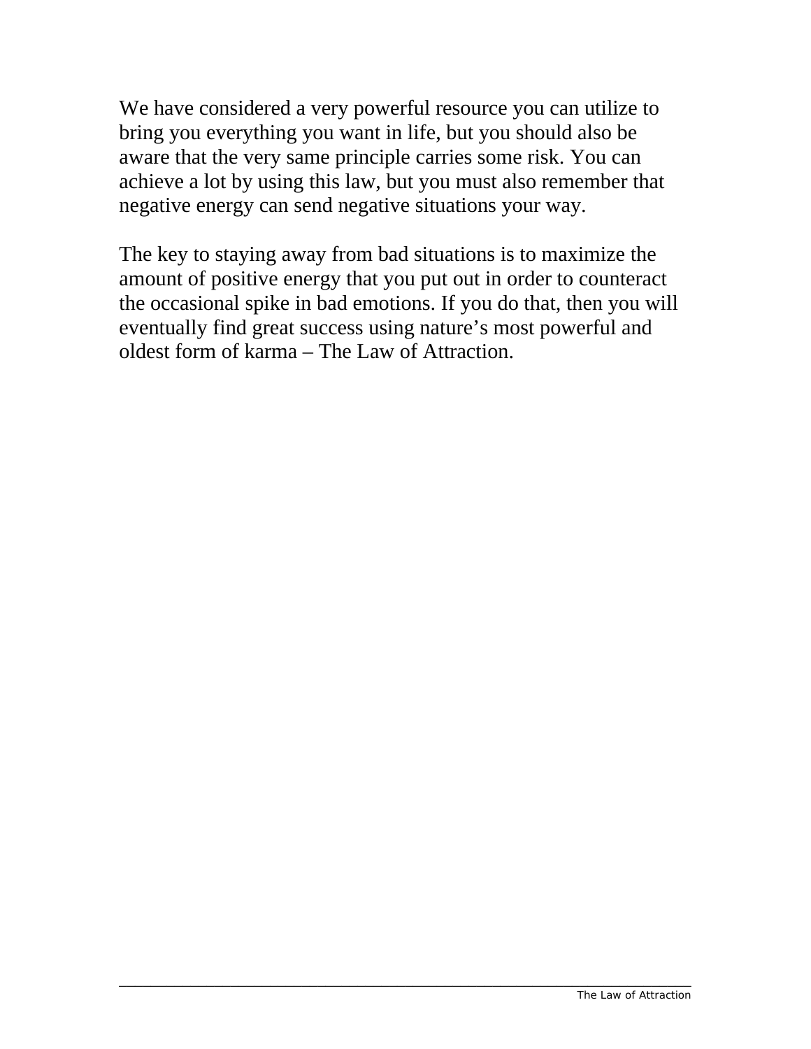We have considered a very powerful resource you can utilize to bring you everything you want in life, but you should also be aware that the very same principle carries some risk. You can achieve a lot by using this law, but you must also remember that negative energy can send negative situations your way.

The key to staying away from bad situations is to maximize the amount of positive energy that you put out in order to counteract the occasional spike in bad emotions. If you do that, then you will eventually find great success using nature's most powerful and oldest form of karma – The Law of Attraction.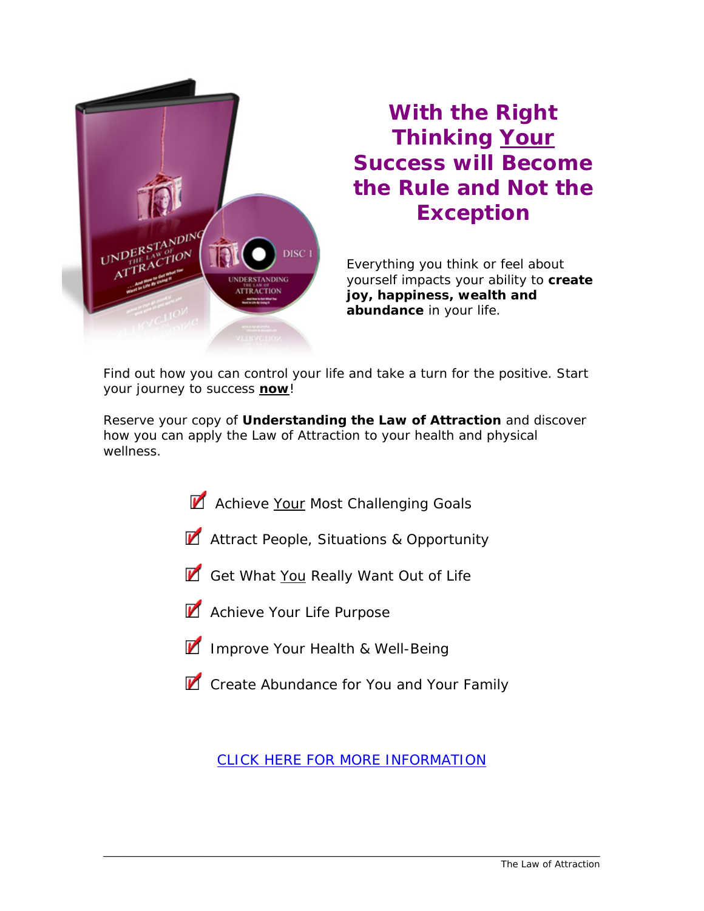## With the Right Thinking Your Success will Become the Rule and Not the Exception

Everything you think or feel about yourself impacts your ability to **create joy, happiness, wealth and abundance** in your life.

Find out how you can control your life and take a turn for the positive. Start your journey to success **now**!

Reserve your copy of **Understanding the Law of Attraction** and discover how you can apply the Law of Attraction to your health and physical wellness.

- Achieve Your Most Challenging Goals
- Attract People, Situations & Opportunity
- Get What You Really Want Out of Life
- Achieve Your Life Purpose
- Improve Your Health & Well-Being
- Create Abundance for You and Your Family

CLICK HERE FOR MORE INFORMATION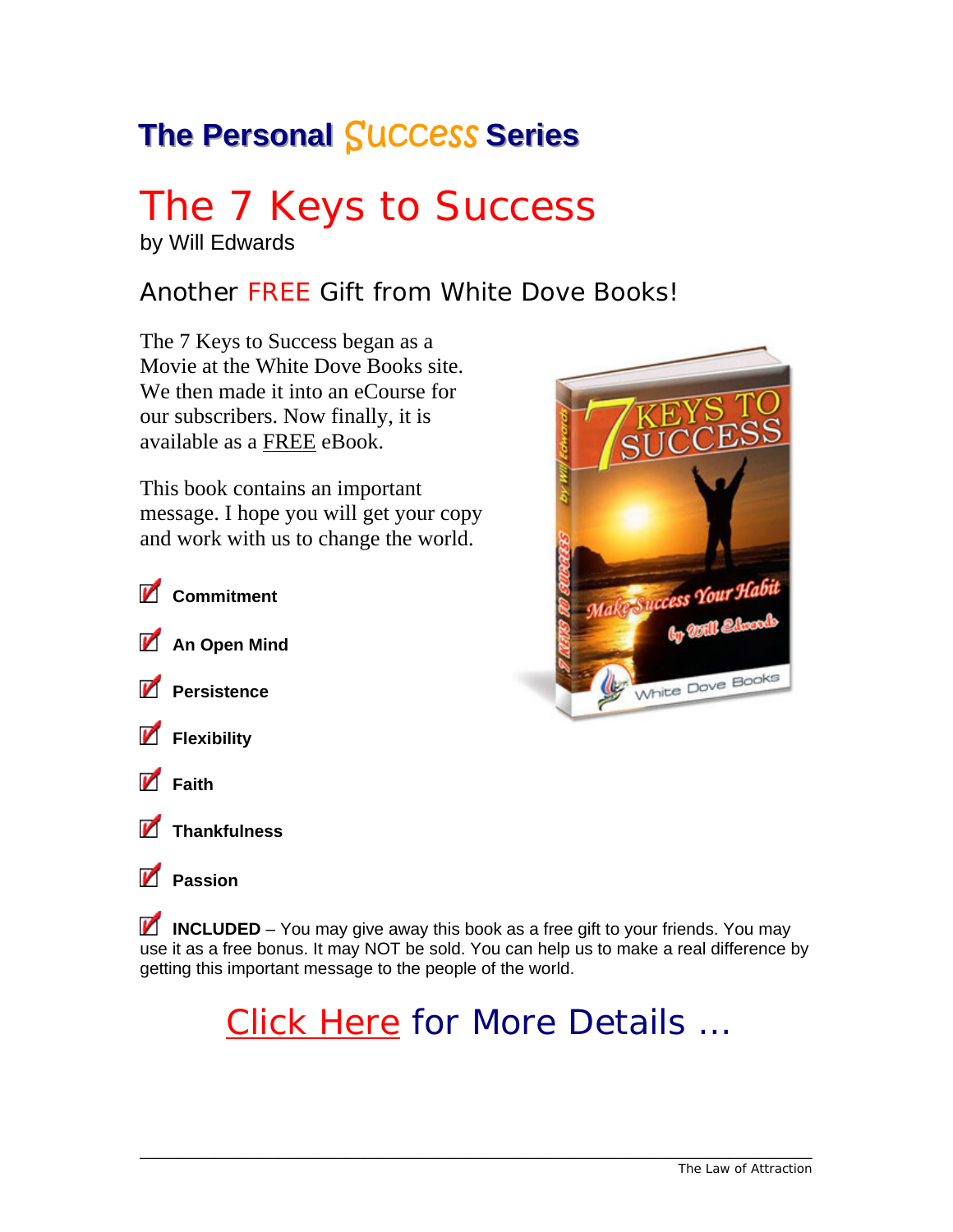## The Personal Success Series

# The 7 Keys to Success

by Will Edwards

### Another FREE Gift from White Dove Books!

The 7 Keys to Success began as a Movie at the White Dove Books site. We then made it into an eCourse for our subscribers. Now finally, it is available as a FREE eBook.

This book contains an important message. I hope you will get your copy and work with us to change the world.

- **Commitment**
- **An Open Mind**
- **Persistence**
- **Flexibility**
- **Faith**
- **Thankfulness**
- **Passion**

**INCLUDED** – You may give away this book as a free gift to your friends. You may use it as a free bonus. It may NOT be sold. You can help us to make a real difference by getting this important message to the people of the world.

## Click Here for More Details …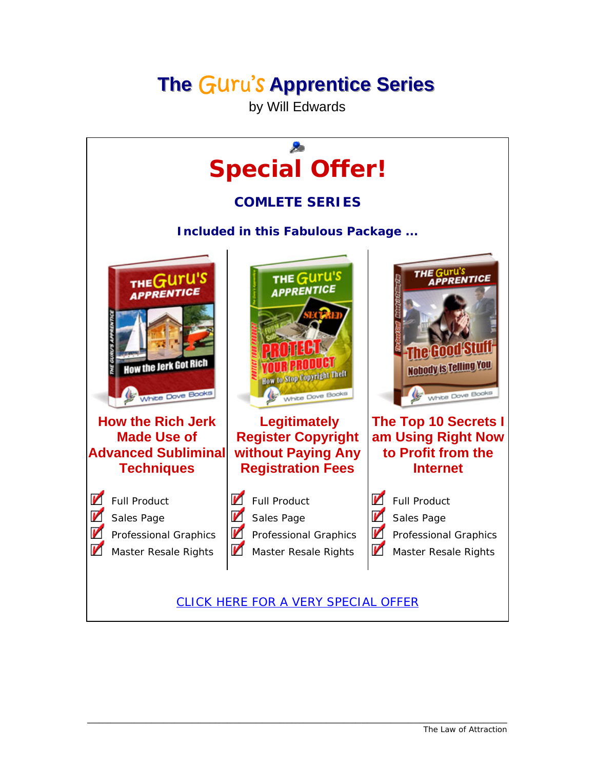# The Guru's Apprentice Series

by Will Edwards

## Special Offer!

### COMLETE SERIES

**Included in this Fabulous Package ...**

### How the Rich Jerk Made Use of Advanced Subliminal Techniques

- Full Product
- Sales Page
- Professional Graphics
- Master Resale Rights

### Legitimately Register Copyright without Paying Any Registration Fees

- Full Product
- Sales Page
- Professional Graphics
- Master Resale Rights

### The Top 10 Secrets I am Using Right Now to Profit from the Internet

- Full Product
- Sales Page
- Professional Graphics
- Master Resale Rights

CLICK HERE FOR A VERY SPECIAL OFFER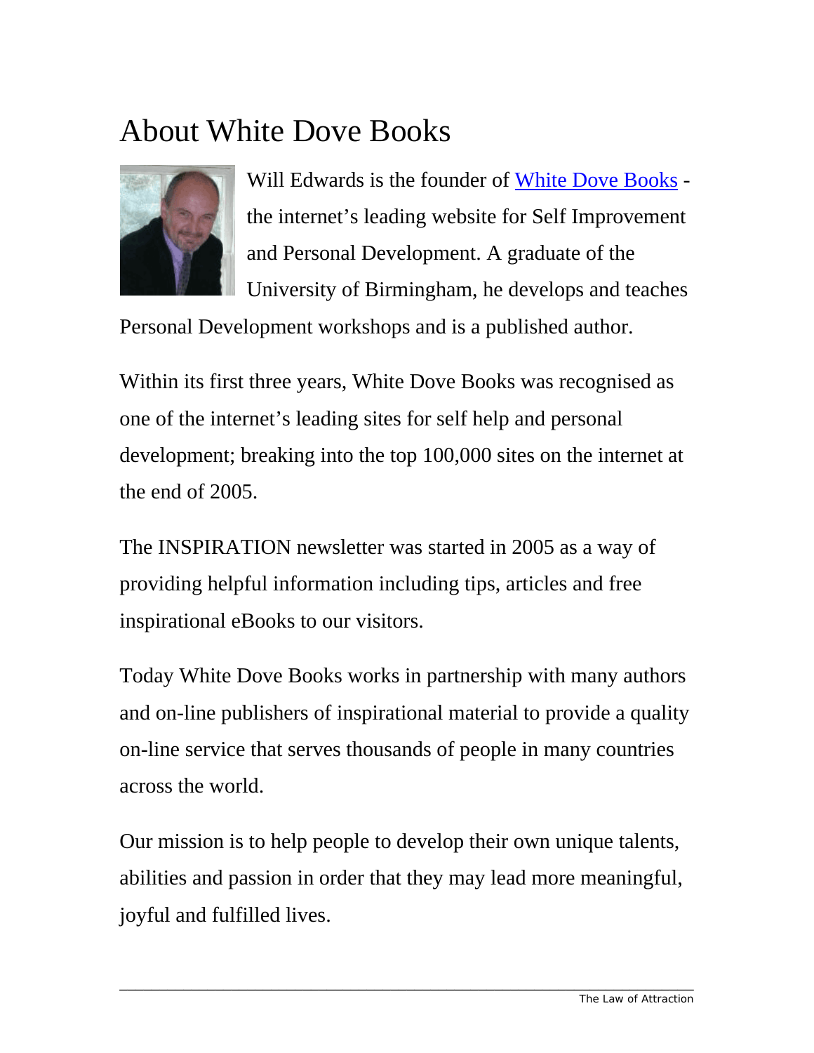# About White Dove Books

Will Edwards is the founder of White Dove Books - the internet's leading website for Self Improvement and Personal Development. A graduate of the University of Birmingham, he develops and teaches Personal Development workshops and is a published author.

Within its first three years, White Dove Books was recognised as one of the internet's leading sites for self help and personal development; breaking into the top 100,000 sites on the internet at the end of 2005.

The INSPIRATION newsletter was started in 2005 as a way of providing helpful information including tips, articles and free inspirational eBooks to our visitors.

Today White Dove Books works in partnership with many authors and on-line publishers of inspirational material to provide a quality on-line service that serves thousands of people in many countries across the world.

Our mission is to help people to develop their own unique talents, abilities and passion in order that they may lead more meaningful, joyful and fulfilled lives.